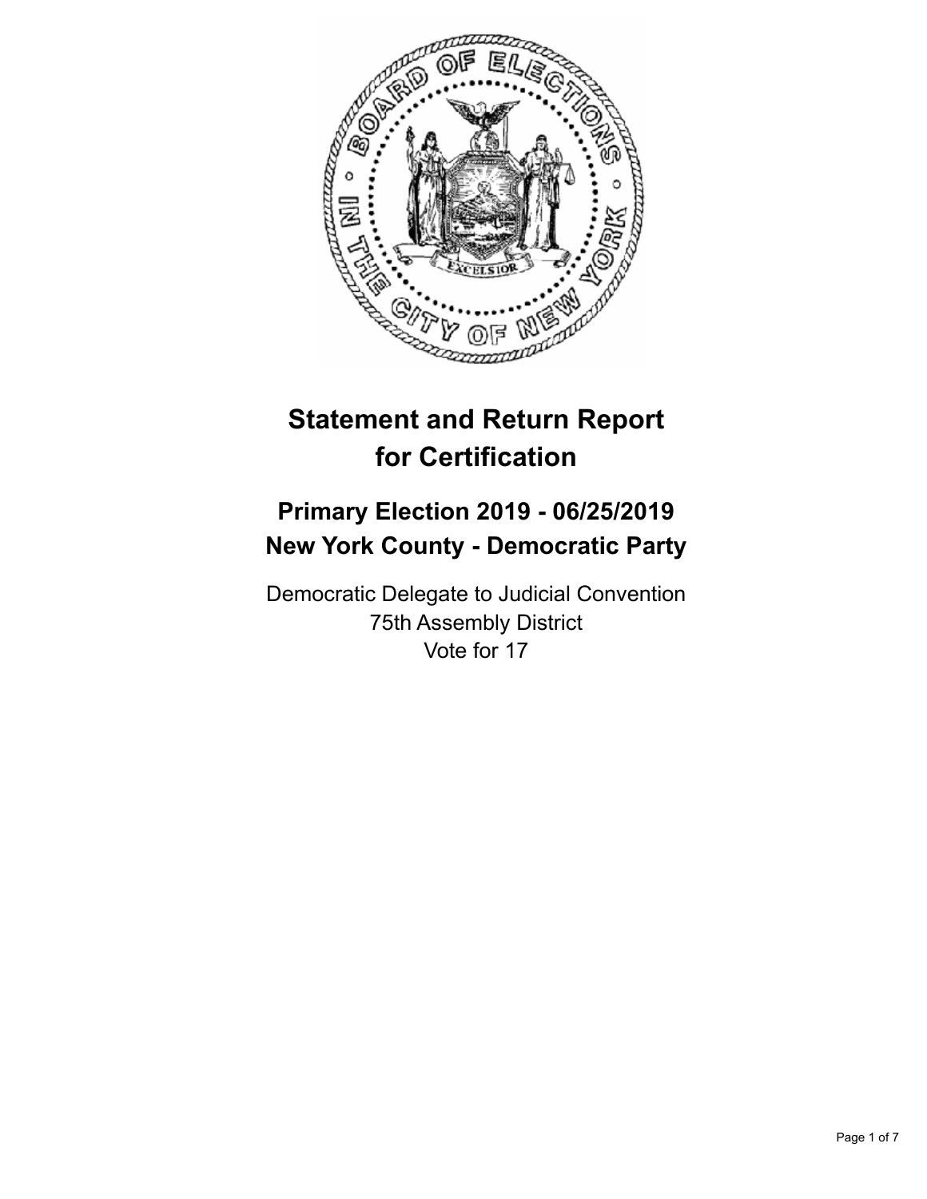# Statement and Return Report for Certification

## Primary Election 2019 - 06/25/2019
## New York County - Democratic Party

Democratic Delegate to Judicial Convention
75th Assembly District
Vote for 17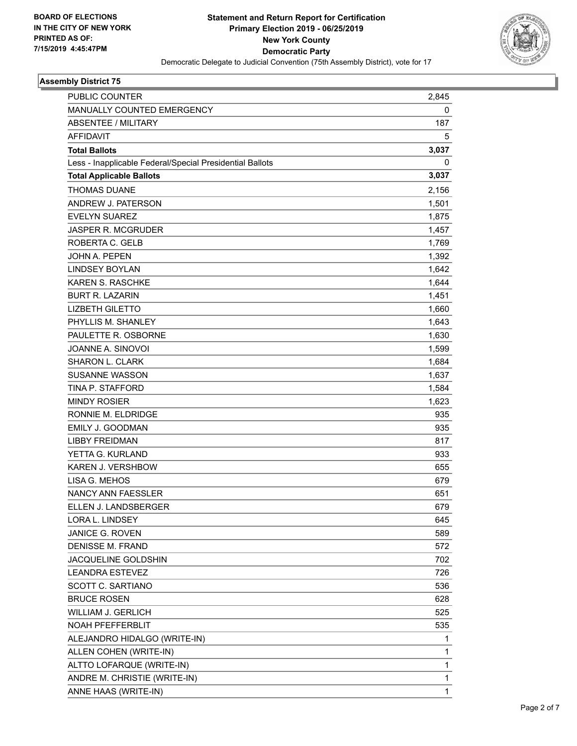BOARD OF ELECTIONS
IN THE CITY OF NEW YORK
PRINTED AS OF:
7/15/2019 4:45:47PM

**Statement and Return Report for Certification**
**Primary Election 2019 - 06/25/2019**
**New York County**
**Democratic Party**
Democratic Delegate to Judicial Convention (75th Assembly District), vote for 17

### Assembly District 75

| | |
|---|---|
| PUBLIC COUNTER | 2,845 |
| MANUALLY COUNTED EMERGENCY | 0 |
| ABSENTEE / MILITARY | 187 |
| AFFIDAVIT | 5 |
| **Total Ballots** | **3,037** |
| Less - Inapplicable Federal/Special Presidential Ballots | 0 |
| **Total Applicable Ballots** | **3,037** |
| THOMAS DUANE | 2,156 |
| ANDREW J. PATERSON | 1,501 |
| EVELYN SUAREZ | 1,875 |
| JASPER R. MCGRUDER | 1,457 |
| ROBERTA C. GELB | 1,769 |
| JOHN A. PEPEN | 1,392 |
| LINDSEY BOYLAN | 1,642 |
| KAREN S. RASCHKE | 1,644 |
| BURT R. LAZARIN | 1,451 |
| LIZBETH GILETTO | 1,660 |
| PHYLLIS M. SHANLEY | 1,643 |
| PAULETTE R. OSBORNE | 1,630 |
| JOANNE A. SINOVOI | 1,599 |
| SHARON L. CLARK | 1,684 |
| SUSANNE WASSON | 1,637 |
| TINA P. STAFFORD | 1,584 |
| MINDY ROSIER | 1,623 |
| RONNIE M. ELDRIDGE | 935 |
| EMILY J. GOODMAN | 935 |
| LIBBY FREIDMAN | 817 |
| YETTA G. KURLAND | 933 |
| KAREN J. VERSHBOW | 655 |
| LISA G. MEHOS | 679 |
| NANCY ANN FAESSLER | 651 |
| ELLEN J. LANDSBERGER | 679 |
| LORA L. LINDSEY | 645 |
| JANICE G. ROVEN | 589 |
| DENISSE M. FRAND | 572 |
| JACQUELINE GOLDSHIN | 702 |
| LEANDRA ESTEVEZ | 726 |
| SCOTT C. SARTIANO | 536 |
| BRUCE ROSEN | 628 |
| WILLIAM J. GERLICH | 525 |
| NOAH PFEFFERBLIT | 535 |
| ALEJANDRO HIDALGO (WRITE-IN) | 1 |
| ALLEN COHEN (WRITE-IN) | 1 |
| ALTTO LOFARQUE (WRITE-IN) | 1 |
| ANDRE M. CHRISTIE (WRITE-IN) | 1 |
| ANNE HAAS (WRITE-IN) | 1 |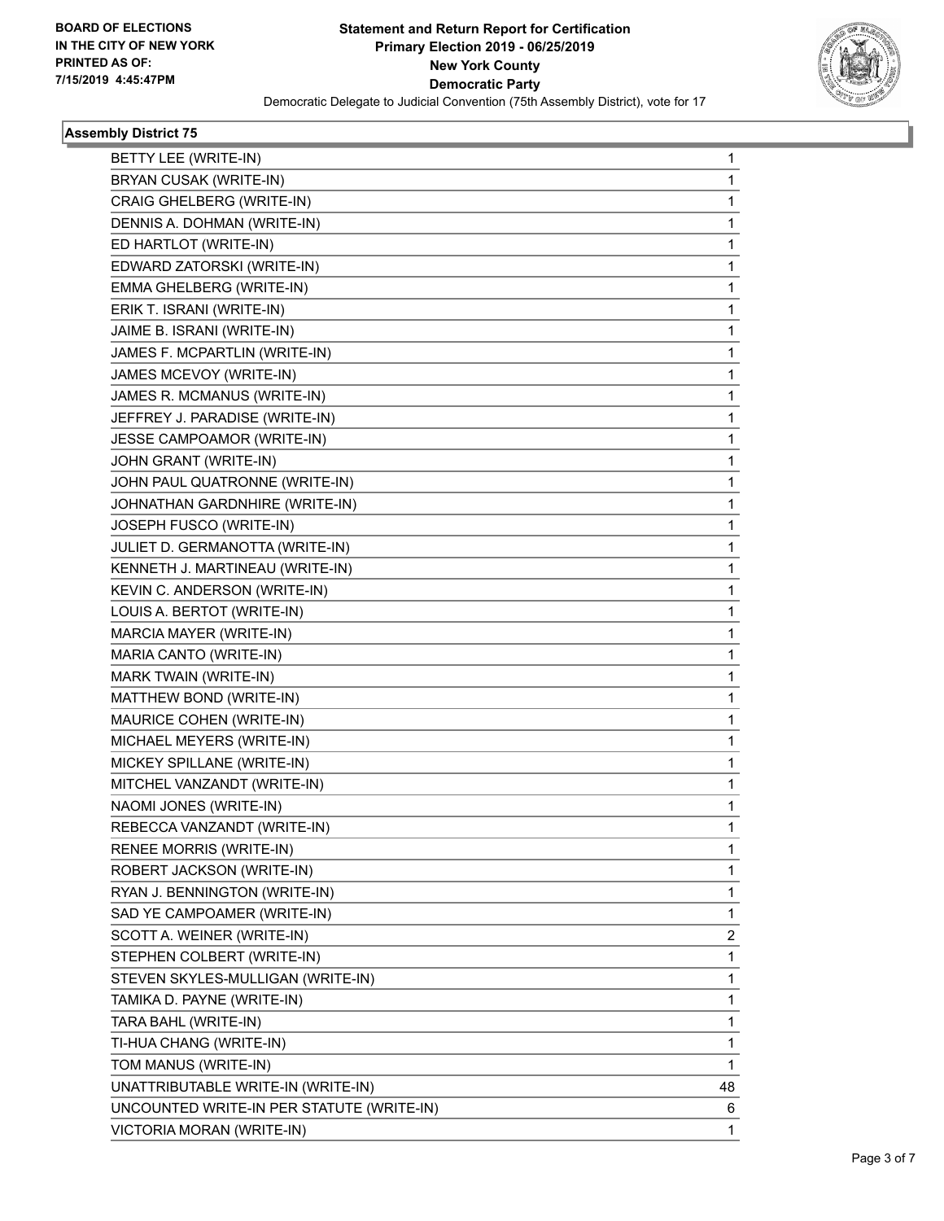BOARD OF ELECTIONS
IN THE CITY OF NEW YORK
PRINTED AS OF:
7/15/2019 4:45:47PM

**Statement and Return Report for Certification**
**Primary Election 2019 - 06/25/2019**
**New York County**
**Democratic Party**
Democratic Delegate to Judicial Convention (75th Assembly District), vote for 17

### Assembly District 75

| | |
|---|---|
| BETTY LEE (WRITE-IN) | 1 |
| BRYAN CUSAK (WRITE-IN) | 1 |
| CRAIG GHELBERG (WRITE-IN) | 1 |
| DENNIS A. DOHMAN (WRITE-IN) | 1 |
| ED HARTLOT (WRITE-IN) | 1 |
| EDWARD ZATORSKI (WRITE-IN) | 1 |
| EMMA GHELBERG (WRITE-IN) | 1 |
| ERIK T. ISRANI (WRITE-IN) | 1 |
| JAIME B. ISRANI (WRITE-IN) | 1 |
| JAMES F. MCPARTLIN (WRITE-IN) | 1 |
| JAMES MCEVOY (WRITE-IN) | 1 |
| JAMES R. MCMANUS (WRITE-IN) | 1 |
| JEFFREY J. PARADISE (WRITE-IN) | 1 |
| JESSE CAMPOAMOR (WRITE-IN) | 1 |
| JOHN GRANT (WRITE-IN) | 1 |
| JOHN PAUL QUATRONNE (WRITE-IN) | 1 |
| JOHNATHAN GARDNHIRE (WRITE-IN) | 1 |
| JOSEPH FUSCO (WRITE-IN) | 1 |
| JULIET D. GERMANOTTA (WRITE-IN) | 1 |
| KENNETH J. MARTINEAU (WRITE-IN) | 1 |
| KEVIN C. ANDERSON (WRITE-IN) | 1 |
| LOUIS A. BERTOT (WRITE-IN) | 1 |
| MARCIA MAYER (WRITE-IN) | 1 |
| MARIA CANTO (WRITE-IN) | 1 |
| MARK TWAIN (WRITE-IN) | 1 |
| MATTHEW BOND (WRITE-IN) | 1 |
| MAURICE COHEN (WRITE-IN) | 1 |
| MICHAEL MEYERS (WRITE-IN) | 1 |
| MICKEY SPILLANE (WRITE-IN) | 1 |
| MITCHEL VANZANDT (WRITE-IN) | 1 |
| NAOMI JONES (WRITE-IN) | 1 |
| REBECCA VANZANDT (WRITE-IN) | 1 |
| RENEE MORRIS (WRITE-IN) | 1 |
| ROBERT JACKSON (WRITE-IN) | 1 |
| RYAN J. BENNINGTON (WRITE-IN) | 1 |
| SAD YE CAMPOAMER (WRITE-IN) | 1 |
| SCOTT A. WEINER (WRITE-IN) | 2 |
| STEPHEN COLBERT (WRITE-IN) | 1 |
| STEVEN SKYLES-MULLIGAN (WRITE-IN) | 1 |
| TAMIKA D. PAYNE (WRITE-IN) | 1 |
| TARA BAHL (WRITE-IN) | 1 |
| TI-HUA CHANG (WRITE-IN) | 1 |
| TOM MANUS (WRITE-IN) | 1 |
| UNATTRIBUTABLE WRITE-IN (WRITE-IN) | 48 |
| UNCOUNTED WRITE-IN PER STATUTE (WRITE-IN) | 6 |
| VICTORIA MORAN (WRITE-IN) | 1 |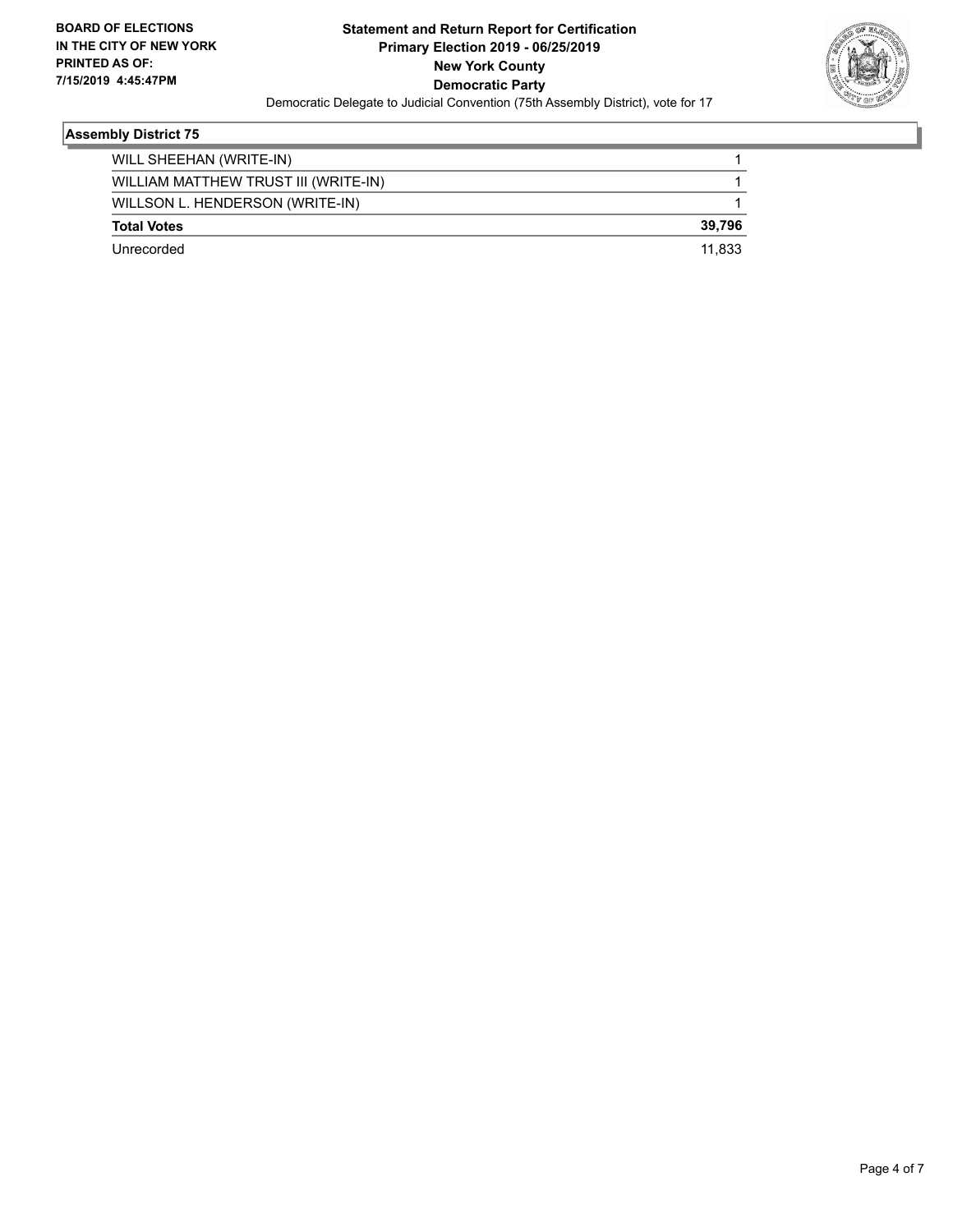**BOARD OF ELECTIONS IN THE CITY OF NEW YORK PRINTED AS OF: 7/15/2019 4:45:47PM**

**Statement and Return Report for Certification**
**Primary Election 2019 - 06/25/2019**
**New York County**
**Democratic Party**
Democratic Delegate to Judicial Convention (75th Assembly District), vote for 17

### Assembly District 75

| | |
|---|---|
| WILL SHEEHAN (WRITE-IN) | 1 |
| WILLIAM MATTHEW TRUST III (WRITE-IN) | 1 |
| WILLSON L. HENDERSON (WRITE-IN) | 1 |
| **Total Votes** | **39,796** |
| Unrecorded | 11,833 |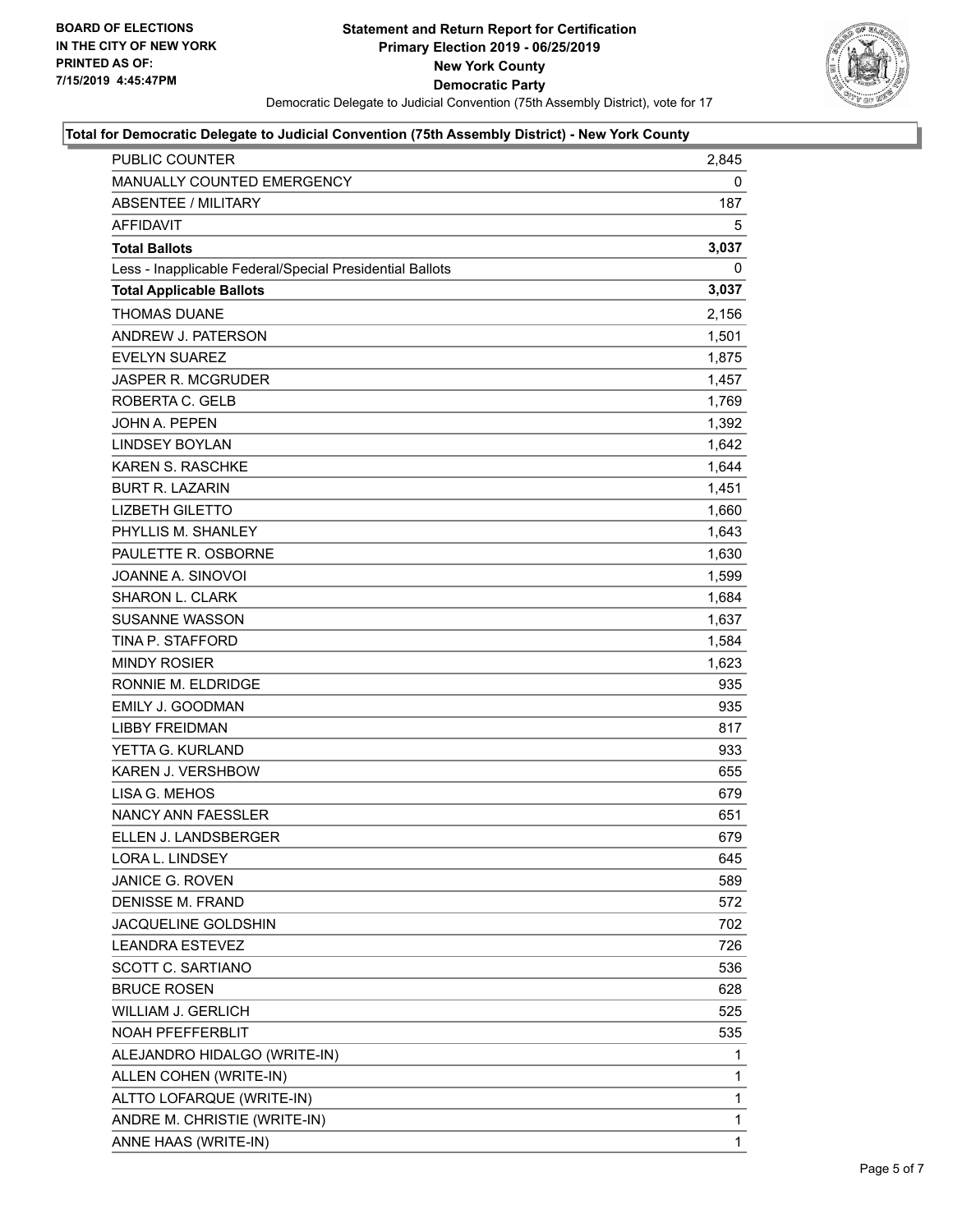**BOARD OF ELECTIONS IN THE CITY OF NEW YORK PRINTED AS OF: 7/15/2019 4:45:47PM**

**Statement and Return Report for Certification Primary Election 2019 - 06/25/2019 New York County Democratic Party**

Democratic Delegate to Judicial Convention (75th Assembly District), vote for 17

**Total for Democratic Delegate to Judicial Convention (75th Assembly District) - New York County**

| | |
|---|---|
| PUBLIC COUNTER | 2,845 |
| MANUALLY COUNTED EMERGENCY | 0 |
| ABSENTEE / MILITARY | 187 |
| AFFIDAVIT | 5 |
| **Total Ballots** | **3,037** |
| Less - Inapplicable Federal/Special Presidential Ballots | 0 |
| **Total Applicable Ballots** | **3,037** |
| THOMAS DUANE | 2,156 |
| ANDREW J. PATERSON | 1,501 |
| EVELYN SUAREZ | 1,875 |
| JASPER R. MCGRUDER | 1,457 |
| ROBERTA C. GELB | 1,769 |
| JOHN A. PEPEN | 1,392 |
| LINDSEY BOYLAN | 1,642 |
| KAREN S. RASCHKE | 1,644 |
| BURT R. LAZARIN | 1,451 |
| LIZBETH GILETTO | 1,660 |
| PHYLLIS M. SHANLEY | 1,643 |
| PAULETTE R. OSBORNE | 1,630 |
| JOANNE A. SINOVOI | 1,599 |
| SHARON L. CLARK | 1,684 |
| SUSANNE WASSON | 1,637 |
| TINA P. STAFFORD | 1,584 |
| MINDY ROSIER | 1,623 |
| RONNIE M. ELDRIDGE | 935 |
| EMILY J. GOODMAN | 935 |
| LIBBY FREIDMAN | 817 |
| YETTA G. KURLAND | 933 |
| KAREN J. VERSHBOW | 655 |
| LISA G. MEHOS | 679 |
| NANCY ANN FAESSLER | 651 |
| ELLEN J. LANDSBERGER | 679 |
| LORA L. LINDSEY | 645 |
| JANICE G. ROVEN | 589 |
| DENISSE M. FRAND | 572 |
| JACQUELINE GOLDSHIN | 702 |
| LEANDRA ESTEVEZ | 726 |
| SCOTT C. SARTIANO | 536 |
| BRUCE ROSEN | 628 |
| WILLIAM J. GERLICH | 525 |
| NOAH PFEFFERBLIT | 535 |
| ALEJANDRO HIDALGO (WRITE-IN) | 1 |
| ALLEN COHEN (WRITE-IN) | 1 |
| ALTTO LOFARQUE (WRITE-IN) | 1 |
| ANDRE M. CHRISTIE (WRITE-IN) | 1 |
| ANNE HAAS (WRITE-IN) | 1 |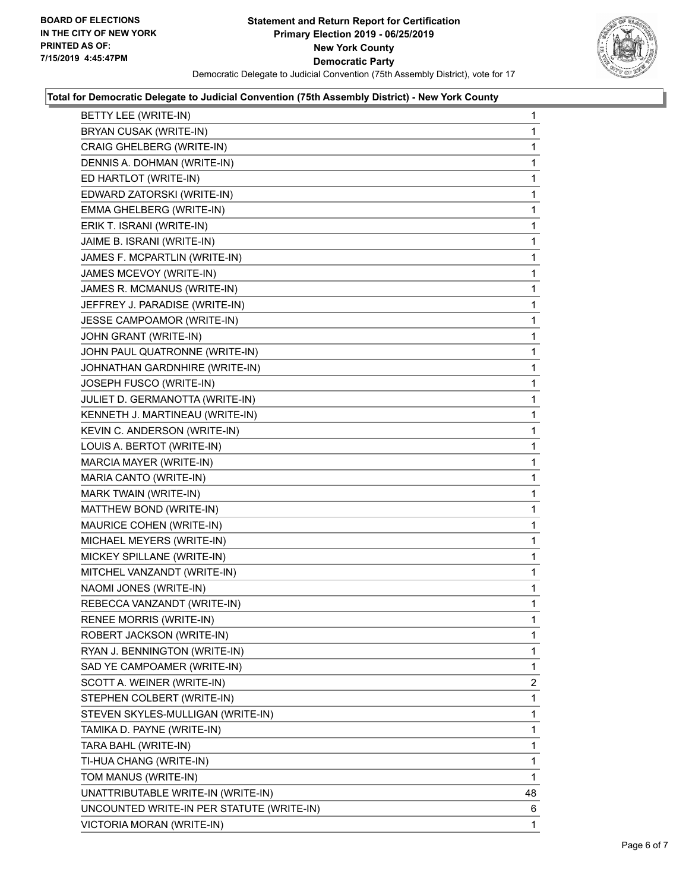**BOARD OF ELECTIONS IN THE CITY OF NEW YORK PRINTED AS OF: 7/15/2019 4:45:47PM**

# Statement and Return Report for Certification
## Primary Election 2019 - 06/25/2019
## New York County
## Democratic Party

Democratic Delegate to Judicial Convention (75th Assembly District), vote for 17

### Total for Democratic Delegate to Judicial Convention (75th Assembly District) - New York County

| Candidate | Votes |
|---|---|
| BETTY LEE (WRITE-IN) | 1 |
| BRYAN CUSAK (WRITE-IN) | 1 |
| CRAIG GHELBERG (WRITE-IN) | 1 |
| DENNIS A. DOHMAN (WRITE-IN) | 1 |
| ED HARTLOT (WRITE-IN) | 1 |
| EDWARD ZATORSKI (WRITE-IN) | 1 |
| EMMA GHELBERG (WRITE-IN) | 1 |
| ERIK T. ISRANI (WRITE-IN) | 1 |
| JAIME B. ISRANI (WRITE-IN) | 1 |
| JAMES F. MCPARTLIN (WRITE-IN) | 1 |
| JAMES MCEVOY (WRITE-IN) | 1 |
| JAMES R. MCMANUS (WRITE-IN) | 1 |
| JEFFREY J. PARADISE (WRITE-IN) | 1 |
| JESSE CAMPOAMOR (WRITE-IN) | 1 |
| JOHN GRANT (WRITE-IN) | 1 |
| JOHN PAUL QUATRONNE (WRITE-IN) | 1 |
| JOHNATHAN GARDNHIRE (WRITE-IN) | 1 |
| JOSEPH FUSCO (WRITE-IN) | 1 |
| JULIET D. GERMANOTTA (WRITE-IN) | 1 |
| KENNETH J. MARTINEAU (WRITE-IN) | 1 |
| KEVIN C. ANDERSON (WRITE-IN) | 1 |
| LOUIS A. BERTOT (WRITE-IN) | 1 |
| MARCIA MAYER (WRITE-IN) | 1 |
| MARIA CANTO (WRITE-IN) | 1 |
| MARK TWAIN (WRITE-IN) | 1 |
| MATTHEW BOND (WRITE-IN) | 1 |
| MAURICE COHEN (WRITE-IN) | 1 |
| MICHAEL MEYERS (WRITE-IN) | 1 |
| MICKEY SPILLANE (WRITE-IN) | 1 |
| MITCHEL VANZANDT (WRITE-IN) | 1 |
| NAOMI JONES (WRITE-IN) | 1 |
| REBECCA VANZANDT (WRITE-IN) | 1 |
| RENEE MORRIS (WRITE-IN) | 1 |
| ROBERT JACKSON (WRITE-IN) | 1 |
| RYAN J. BENNINGTON (WRITE-IN) | 1 |
| SAD YE CAMPOAMER (WRITE-IN) | 1 |
| SCOTT A. WEINER (WRITE-IN) | 2 |
| STEPHEN COLBERT (WRITE-IN) | 1 |
| STEVEN SKYLES-MULLIGAN (WRITE-IN) | 1 |
| TAMIKA D. PAYNE (WRITE-IN) | 1 |
| TARA BAHL (WRITE-IN) | 1 |
| TI-HUA CHANG (WRITE-IN) | 1 |
| TOM MANUS (WRITE-IN) | 1 |
| UNATTRIBUTABLE WRITE-IN (WRITE-IN) | 48 |
| UNCOUNTED WRITE-IN PER STATUTE (WRITE-IN) | 6 |
| VICTORIA MORAN (WRITE-IN) | 1 |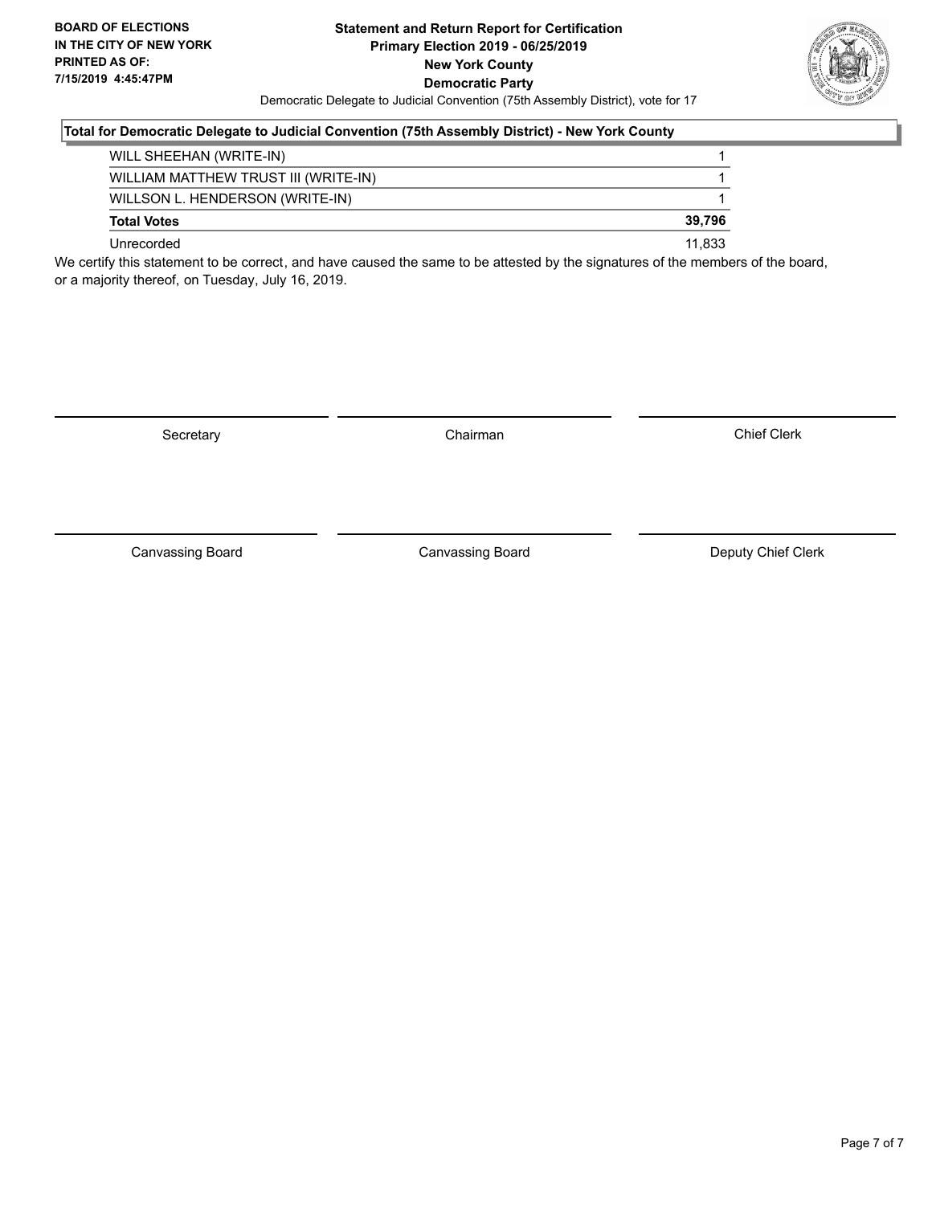**BOARD OF ELECTIONS IN THE CITY OF NEW YORK PRINTED AS OF: 7/15/2019 4:45:47PM**

**Statement and Return Report for Certification**
**Primary Election 2019 - 06/25/2019**
**New York County**
**Democratic Party**

Democratic Delegate to Judicial Convention (75th Assembly District), vote for 17

**Total for Democratic Delegate to Judicial Convention (75th Assembly District) - New York County**

| | |
|---|---|
| WILL SHEEHAN (WRITE-IN) | 1 |
| WILLIAM MATTHEW TRUST III (WRITE-IN) | 1 |
| WILLSON L. HENDERSON (WRITE-IN) | 1 |
| **Total Votes** | **39,796** |
| Unrecorded | 11,833 |

We certify this statement to be correct, and have caused the same to be attested by the signatures of the members of the board, or a majority thereof, on Tuesday, July 16, 2019.

Secretary | Chairman | Chief Clerk

Canvassing Board | Canvassing Board | Deputy Chief Clerk